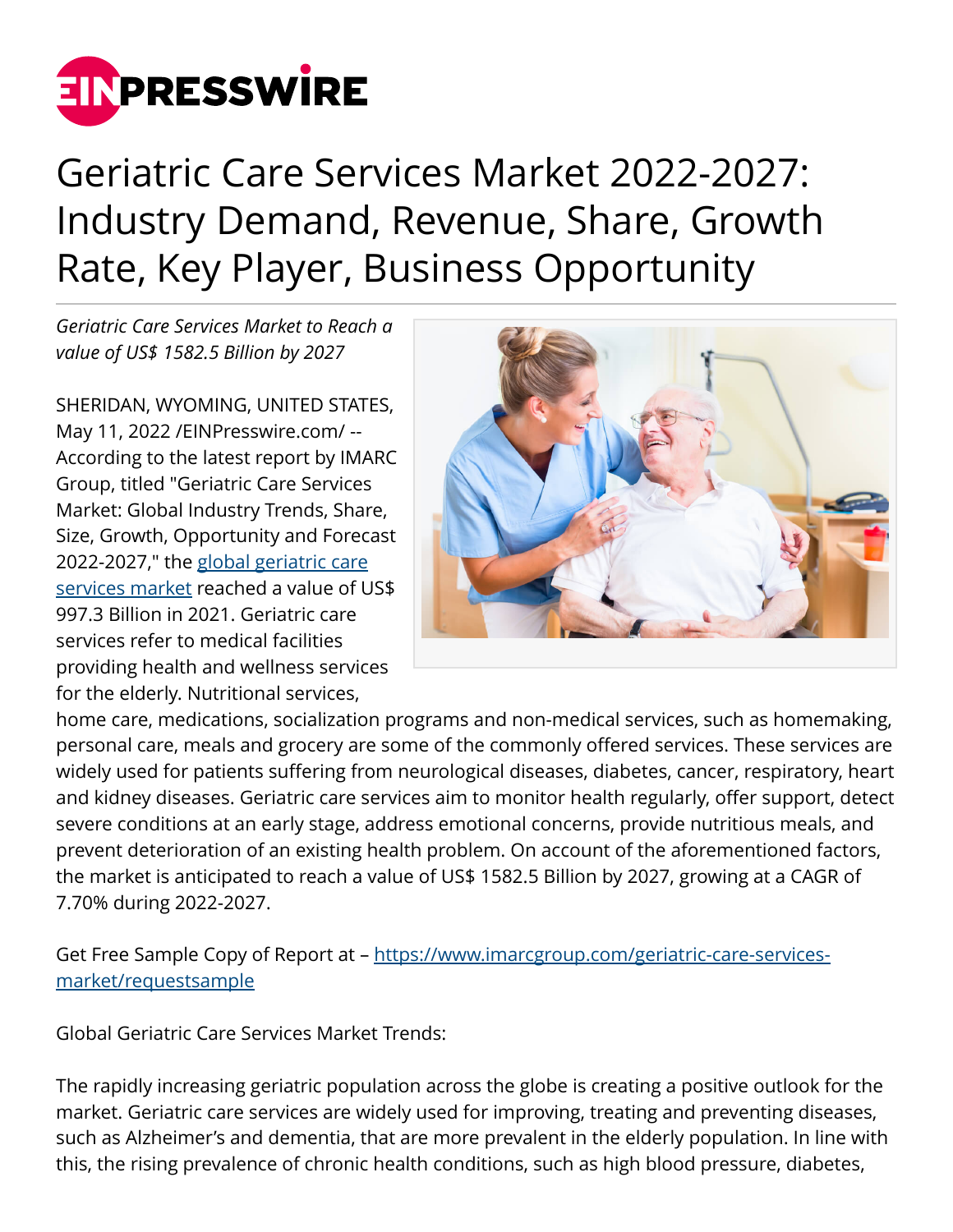# Geriatric Care Services Market 2022-2027: Industry Demand, Revenue, Share, Growth Rate, Key Player, Business Opportunity

*Geriatric Care Services Market to Reach a value of US$ 1582.5 Billion by 2027*

SHERIDAN, WYOMING, UNITED STATES, May 11, 2022 /EINPresswire.com/ -- According to the latest report by IMARC Group, titled "Geriatric Care Services Market: Global Industry Trends, Share, Size, Growth, Opportunity and Forecast 2022-2027," the [global geriatric care services market](https://www.imarcgroup.com/geriatric-care-services-market) reached a value of US$ 997.3 Billion in 2021. Geriatric care services refer to medical facilities providing health and wellness services for the elderly. Nutritional services, home care, medications, socialization programs and non-medical services, such as homemaking, personal care, meals and grocery are some of the commonly offered services. These services are widely used for patients suffering from neurological diseases, diabetes, cancer, respiratory, heart and kidney diseases. Geriatric care services aim to monitor health regularly, offer support, detect severe conditions at an early stage, address emotional concerns, provide nutritious meals, and prevent deterioration of an existing health problem. On account of the aforementioned factors, the market is anticipated to reach a value of US$ 1582.5 Billion by 2027, growing at a CAGR of 7.70% during 2022-2027.

Get Free Sample Copy of Report at – [https://www.imarcgroup.com/geriatric-care-services-market/requestsample](https://www.imarcgroup.com/geriatric-care-services-market/requestsample)

Global Geriatric Care Services Market Trends:

The rapidly increasing geriatric population across the globe is creating a positive outlook for the market. Geriatric care services are widely used for improving, treating and preventing diseases, such as Alzheimer's and dementia, that are more prevalent in the elderly population. In line with this, the rising prevalence of chronic health conditions, such as high blood pressure, diabetes,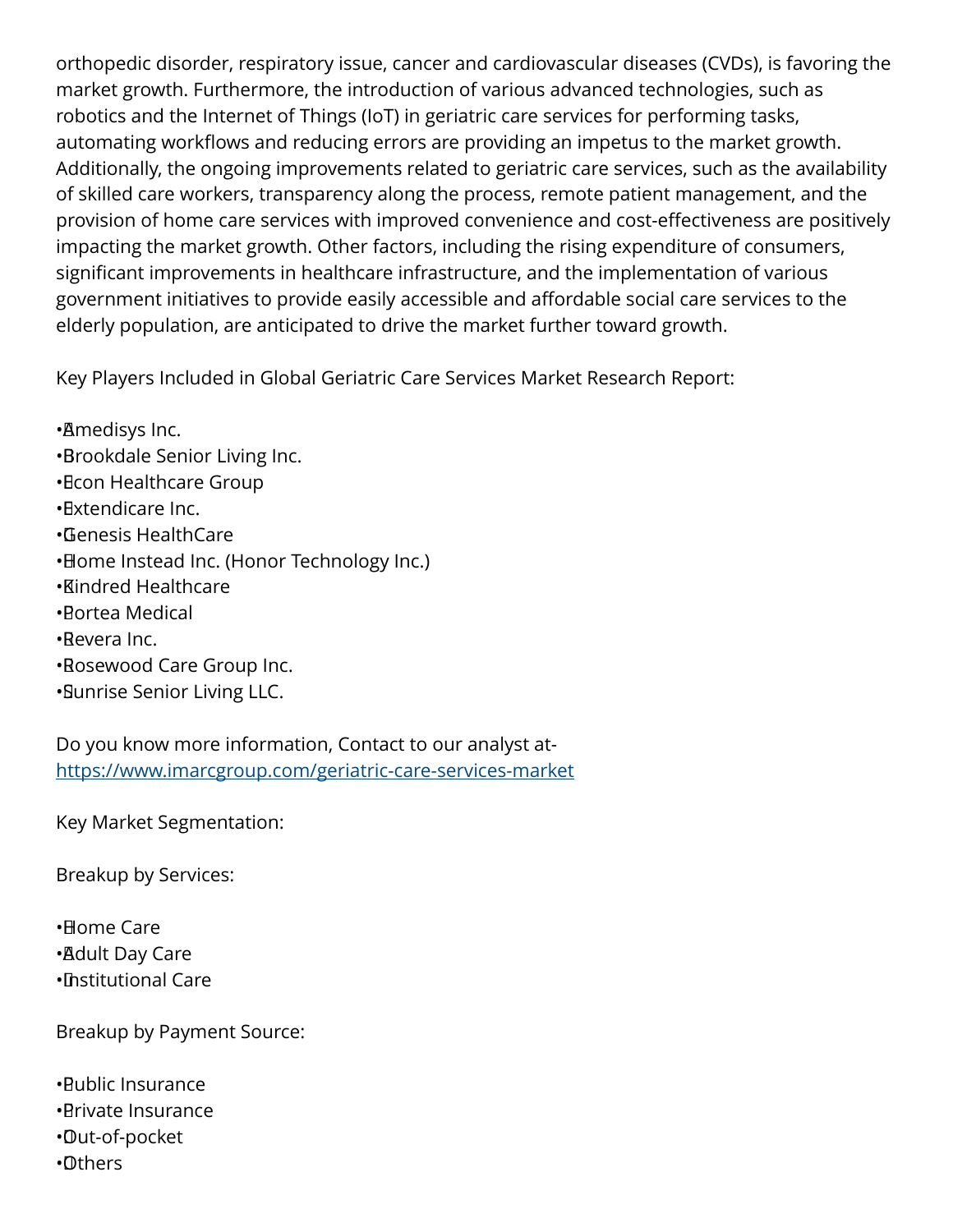orthopedic disorder, respiratory issue, cancer and cardiovascular diseases (CVDs), is favoring the market growth. Furthermore, the introduction of various advanced technologies, such as robotics and the Internet of Things (IoT) in geriatric care services for performing tasks, automating workflows and reducing errors are providing an impetus to the market growth. Additionally, the ongoing improvements related to geriatric care services, such as the availability of skilled care workers, transparency along the process, remote patient management, and the provision of home care services with improved convenience and cost-effectiveness are positively impacting the market growth. Other factors, including the rising expenditure of consumers, significant improvements in healthcare infrastructure, and the implementation of various government initiatives to provide easily accessible and affordable social care services to the elderly population, are anticipated to drive the market further toward growth.

Key Players Included in Global Geriatric Care Services Market Research Report:

- Amedisys Inc.
- Brookdale Senior Living Inc.
- Econ Healthcare Group
- Extendicare Inc.
- Genesis HealthCare
- Home Instead Inc. (Honor Technology Inc.)
- Kindred Healthcare
- Portea Medical
- Revera Inc.
- Rosewood Care Group Inc.
- Sunrise Senior Living LLC.

Do you know more information, Contact to our analyst at-
https://www.imarcgroup.com/geriatric-care-services-market

Key Market Segmentation:

Breakup by Services:

- Home Care
- Adult Day Care
- Institutional Care

Breakup by Payment Source:

- Public Insurance
- Private Insurance
- Out-of-pocket
- Others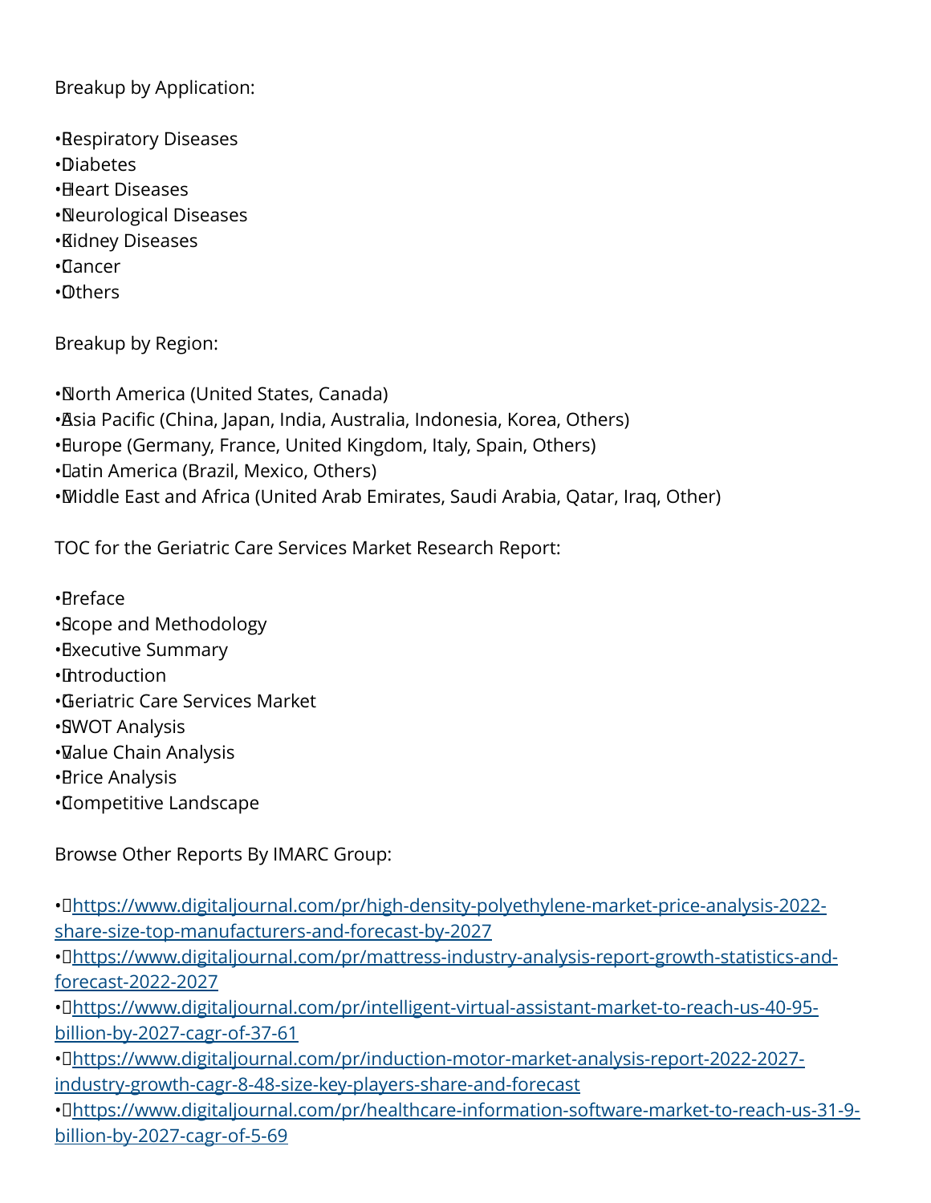Breakup by Application:

- Respiratory Diseases
- Diabetes
- Heart Diseases
- Neurological Diseases
- Kidney Diseases
- Cancer
- Others

Breakup by Region:

- North America (United States, Canada)
- Asia Pacific (China, Japan, India, Australia, Indonesia, Korea, Others)
- Europe (Germany, France, United Kingdom, Italy, Spain, Others)
- Latin America (Brazil, Mexico, Others)
- Middle East and Africa (United Arab Emirates, Saudi Arabia, Qatar, Iraq, Other)

TOC for the Geriatric Care Services Market Research Report:

- Preface
- Scope and Methodology
- Executive Summary
- Introduction
- Geriatric Care Services Market
- SWOT Analysis
- Value Chain Analysis
- Price Analysis
- Competitive Landscape

Browse Other Reports By IMARC Group:

- https://www.digitaljournal.com/pr/high-density-polyethylene-market-price-analysis-2022-share-size-top-manufacturers-and-forecast-by-2027
- https://www.digitaljournal.com/pr/mattress-industry-analysis-report-growth-statistics-and-forecast-2022-2027
- https://www.digitaljournal.com/pr/intelligent-virtual-assistant-market-to-reach-us-40-95-billion-by-2027-cagr-of-37-61
- https://www.digitaljournal.com/pr/induction-motor-market-analysis-report-2022-2027-industry-growth-cagr-8-48-size-key-players-share-and-forecast
- https://www.digitaljournal.com/pr/healthcare-information-software-market-to-reach-us-31-9-billion-by-2027-cagr-of-5-69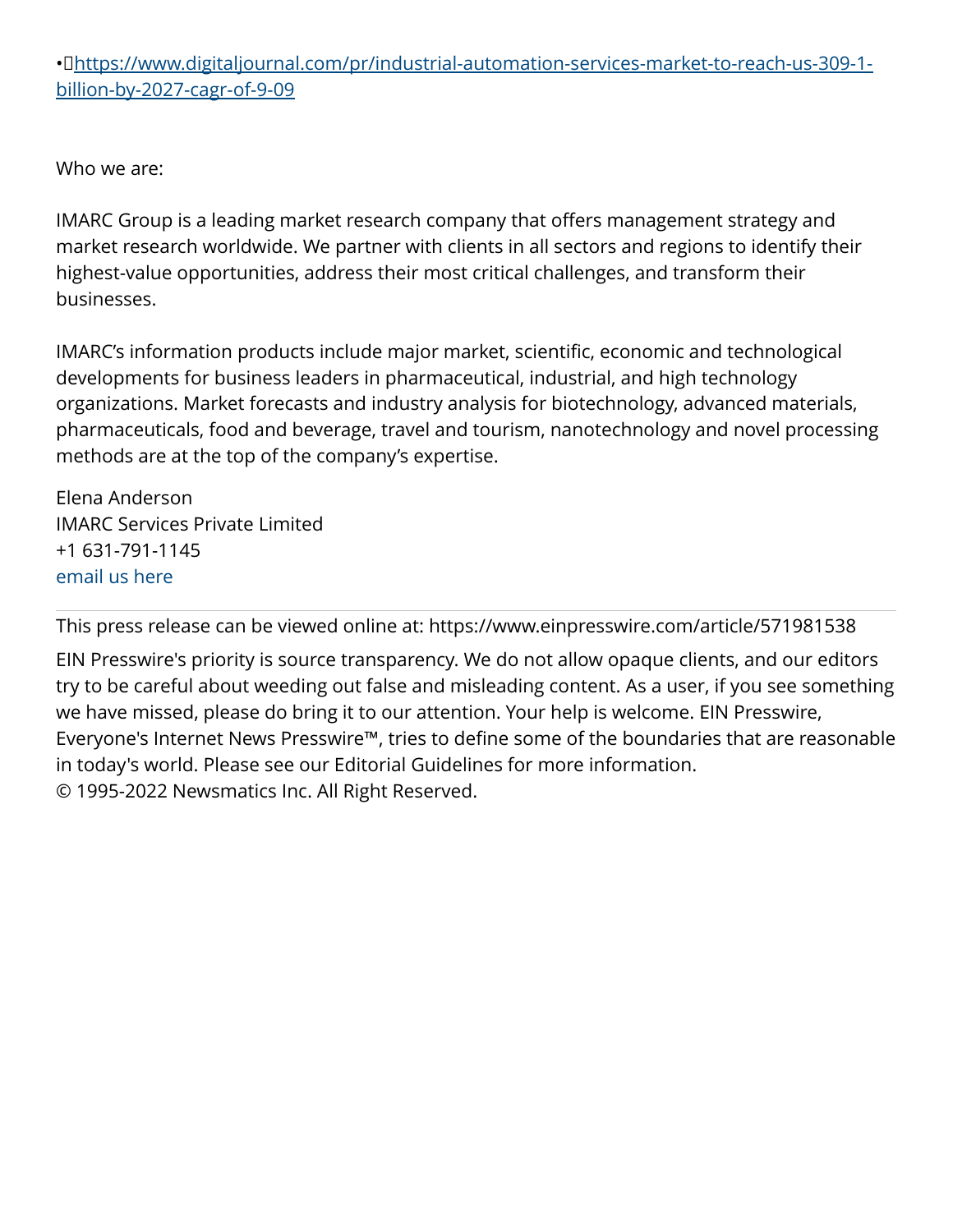• https://www.digitaljournal.com/pr/industrial-automation-services-market-to-reach-us-309-1-billion-by-2027-cagr-of-9-09

Who we are:

IMARC Group is a leading market research company that offers management strategy and market research worldwide. We partner with clients in all sectors and regions to identify their highest-value opportunities, address their most critical challenges, and transform their businesses.

IMARC's information products include major market, scientific, economic and technological developments for business leaders in pharmaceutical, industrial, and high technology organizations. Market forecasts and industry analysis for biotechnology, advanced materials, pharmaceuticals, food and beverage, travel and tourism, nanotechnology and novel processing methods are at the top of the company's expertise.

Elena Anderson
IMARC Services Private Limited
+1 631-791-1145
email us here

---

This press release can be viewed online at: https://www.einpresswire.com/article/571981538

EIN Presswire's priority is source transparency. We do not allow opaque clients, and our editors try to be careful about weeding out false and misleading content. As a user, if you see something we have missed, please do bring it to our attention. Your help is welcome. EIN Presswire, Everyone's Internet News Presswire™, tries to define some of the boundaries that are reasonable in today's world. Please see our Editorial Guidelines for more information.
© 1995-2022 Newsmatics Inc. All Right Reserved.